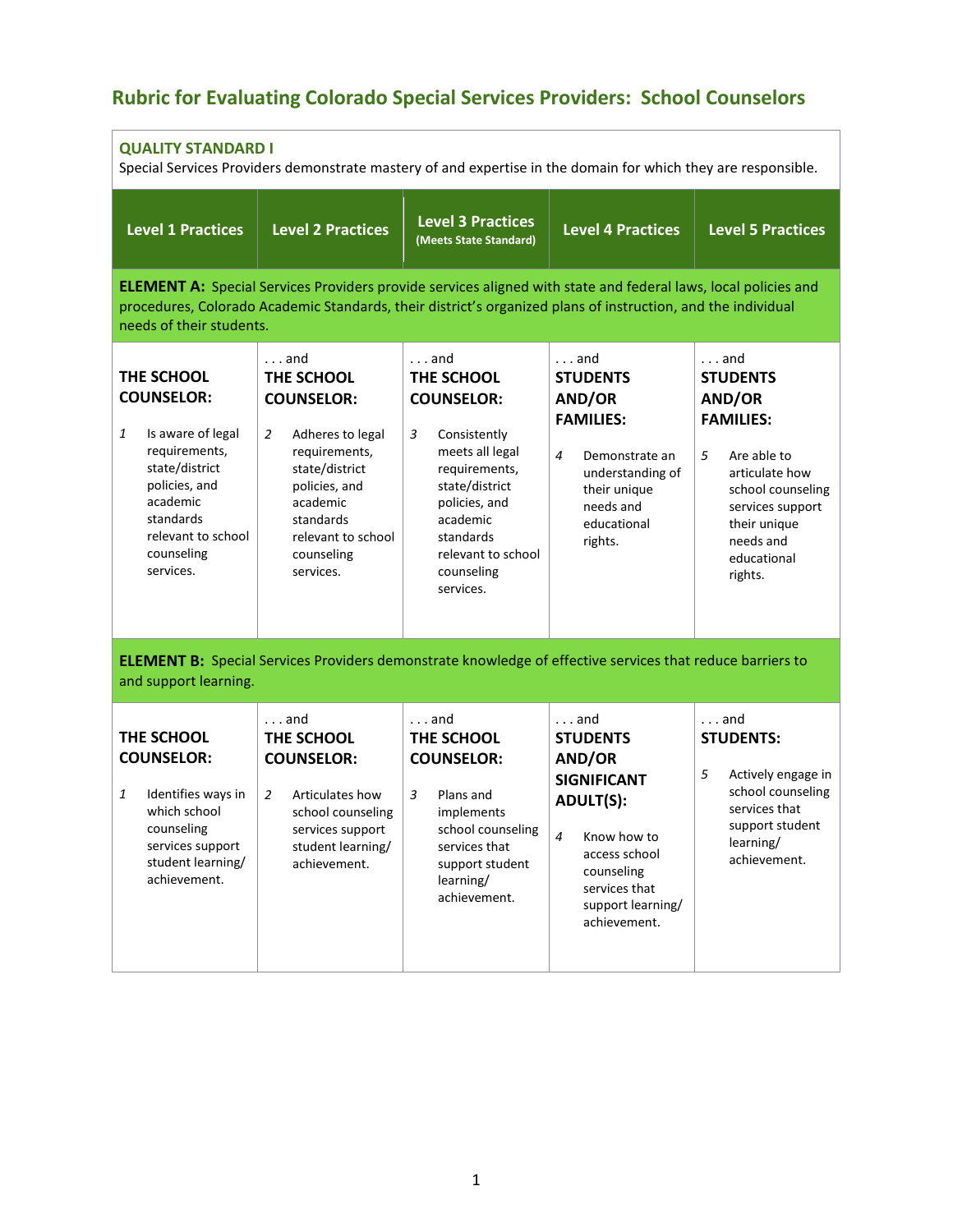# Rubric for Evaluating Colorado Special Services Providers: School Counselors

| **QUALITY STANDARD I**<br>Special Services Providers demonstrate mastery of and expertise in the domain for which they are responsible. | | | | |
|---|---|---|---|---|
| **Level 1 Practices** | **Level 2 Practices** | **Level 3 Practices (Meets State Standard)** | **Level 4 Practices** | **Level 5 Practices** |
| **ELEMENT A:** Special Services Providers provide services aligned with state and federal laws, local policies and procedures, Colorado Academic Standards, their district's organized plans of instruction, and the individual needs of their students. | | | | |
| **THE SCHOOL COUNSELOR:**<br><br>*1* Is aware of legal requirements, state/district policies, and academic standards relevant to school counseling services. | . . . and<br>**THE SCHOOL COUNSELOR:**<br><br>*2* Adheres to legal requirements, state/district policies, and academic standards relevant to school counseling services. | . . . and<br>**THE SCHOOL COUNSELOR:**<br><br>*3* Consistently meets all legal requirements, state/district policies, and academic standards relevant to school counseling services. | . . . and<br>**STUDENTS AND/OR FAMILIES:**<br><br>*4* Demonstrate an understanding of their unique needs and educational rights. | . . . and<br>**STUDENTS AND/OR FAMILIES:**<br><br>*5* Are able to articulate how school counseling services support their unique needs and educational rights. |
| **ELEMENT B:** Special Services Providers demonstrate knowledge of effective services that reduce barriers to and support learning. | | | | |
| **THE SCHOOL COUNSELOR:**<br><br>*1* Identifies ways in which school counseling services support student learning/ achievement. | . . . and<br>**THE SCHOOL COUNSELOR:**<br><br>*2* Articulates how school counseling services support student learning/ achievement. | . . . and<br>**THE SCHOOL COUNSELOR:**<br><br>*3* Plans and implements school counseling services that support student learning/ achievement. | . . . and<br>**STUDENTS AND/OR SIGNIFICANT ADULT(S):**<br><br>*4* Know how to access school counseling services that support learning/ achievement. | . . . and<br>**STUDENTS:**<br><br>*5* Actively engage in school counseling services that support student learning/ achievement. |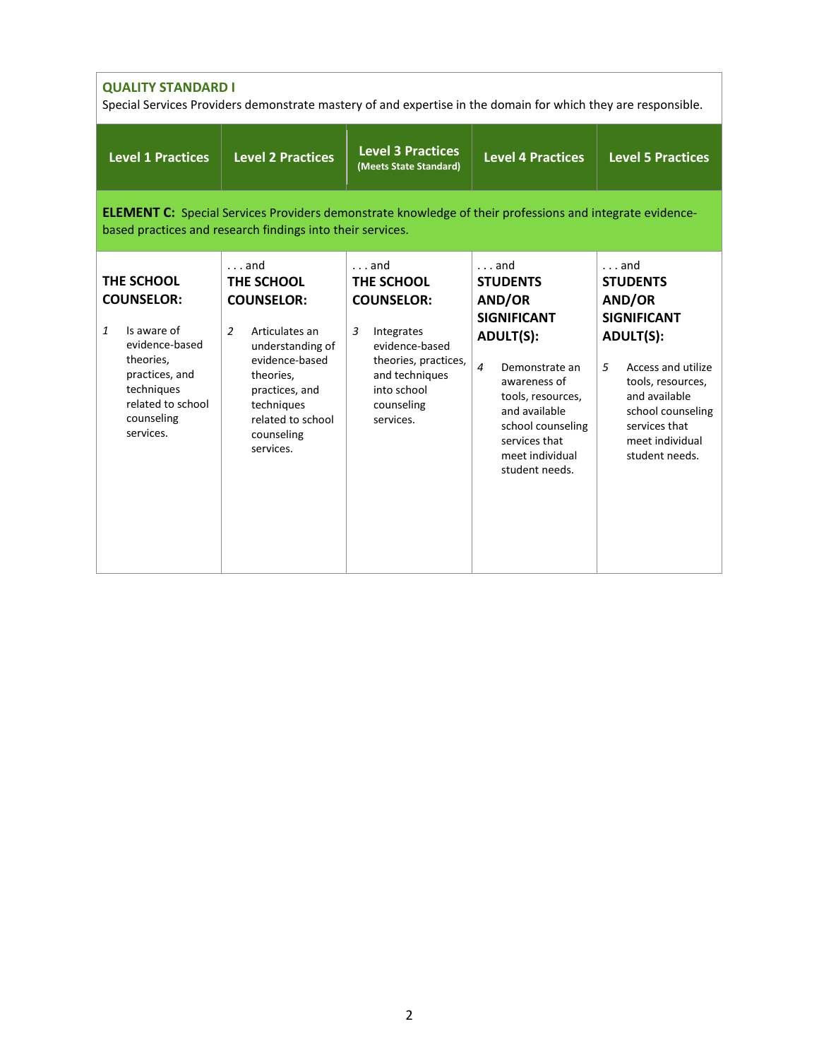**QUALITY STANDARD I**

Special Services Providers demonstrate mastery of and expertise in the domain for which they are responsible.

| Level 1 Practices | Level 2 Practices | Level 3 Practices (Meets State Standard) | Level 4 Practices | Level 5 Practices |
|---|---|---|---|---|
| **ELEMENT C:** Special Services Providers demonstrate knowledge of their professions and integrate evidence-based practices and research findings into their services. | | | | |
| **THE SCHOOL COUNSELOR:** | . . . and **THE SCHOOL COUNSELOR:** | . . . and **THE SCHOOL COUNSELOR:** | . . . and **STUDENTS AND/OR SIGNIFICANT ADULT(S):** | . . . and **STUDENTS AND/OR SIGNIFICANT ADULT(S):** |
| *1* Is aware of evidence-based theories, practices, and techniques related to school counseling services. | *2* Articulates an understanding of evidence-based theories, practices, and techniques related to school counseling services. | *3* Integrates evidence-based theories, practices, and techniques into school counseling services. | *4* Demonstrate an awareness of tools, resources, and available school counseling services that meet individual student needs. | *5* Access and utilize tools, resources, and available school counseling services that meet individual student needs. |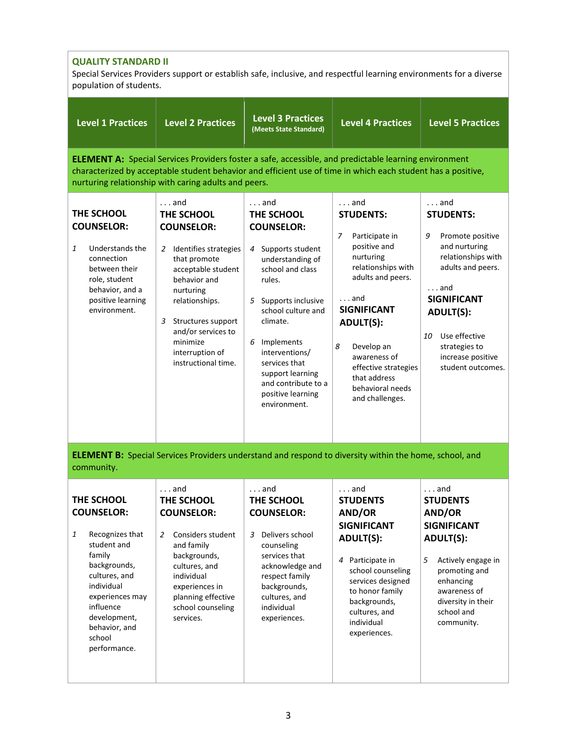## QUALITY STANDARD II

Special Services Providers support or establish safe, inclusive, and respectful learning environments for a diverse population of students.

| Level 1 Practices | Level 2 Practices | Level 3 Practices (Meets State Standard) | Level 4 Practices | Level 5 Practices |
|---|---|---|---|---|
| **ELEMENT A:** Special Services Providers foster a safe, accessible, and predictable learning environment characterized by acceptable student behavior and efficient use of time in which each student has a positive, nurturing relationship with caring adults and peers. | | | | |
| **THE SCHOOL COUNSELOR:**<br><br>1 Understands the connection between their role, student behavior, and a positive learning environment. | . . . and **THE SCHOOL COUNSELOR:**<br><br>2 Identifies strategies that promote acceptable student behavior and nurturing relationships.<br><br>3 Structures support and/or services to minimize interruption of instructional time. | . . . and **THE SCHOOL COUNSELOR:**<br><br>4 Supports student understanding of school and class rules.<br><br>5 Supports inclusive school culture and climate.<br><br>6 Implements interventions/ services that support learning and contribute to a positive learning environment. | . . . and **STUDENTS:**<br><br>7 Participate in positive and nurturing relationships with adults and peers.<br><br>. . . and **SIGNIFICANT ADULT(S):**<br><br>8 Develop an awareness of effective strategies that address behavioral needs and challenges. | . . . and **STUDENTS:**<br><br>9 Promote positive and nurturing relationships with adults and peers.<br><br>. . . and **SIGNIFICANT ADULT(S):**<br><br>10 Use effective strategies to increase positive student outcomes. |
| **ELEMENT B:** Special Services Providers understand and respond to diversity within the home, school, and community. | | | | |
| **THE SCHOOL COUNSELOR:**<br><br>1 Recognizes that student and family backgrounds, cultures, and individual experiences may influence development, behavior, and school performance. | . . . and **THE SCHOOL COUNSELOR:**<br><br>2 Considers student and family backgrounds, cultures, and individual experiences in planning effective school counseling services. | . . . and **THE SCHOOL COUNSELOR:**<br><br>3 Delivers school counseling services that acknowledge and respect family backgrounds, cultures, and individual experiences. | . . . and **STUDENTS AND/OR SIGNIFICANT ADULT(S):**<br><br>4 Participate in school counseling services designed to honor family backgrounds, cultures, and individual experiences. | . . . and **STUDENTS AND/OR SIGNIFICANT ADULT(S):**<br><br>5 Actively engage in promoting and enhancing awareness of diversity in their school and community. |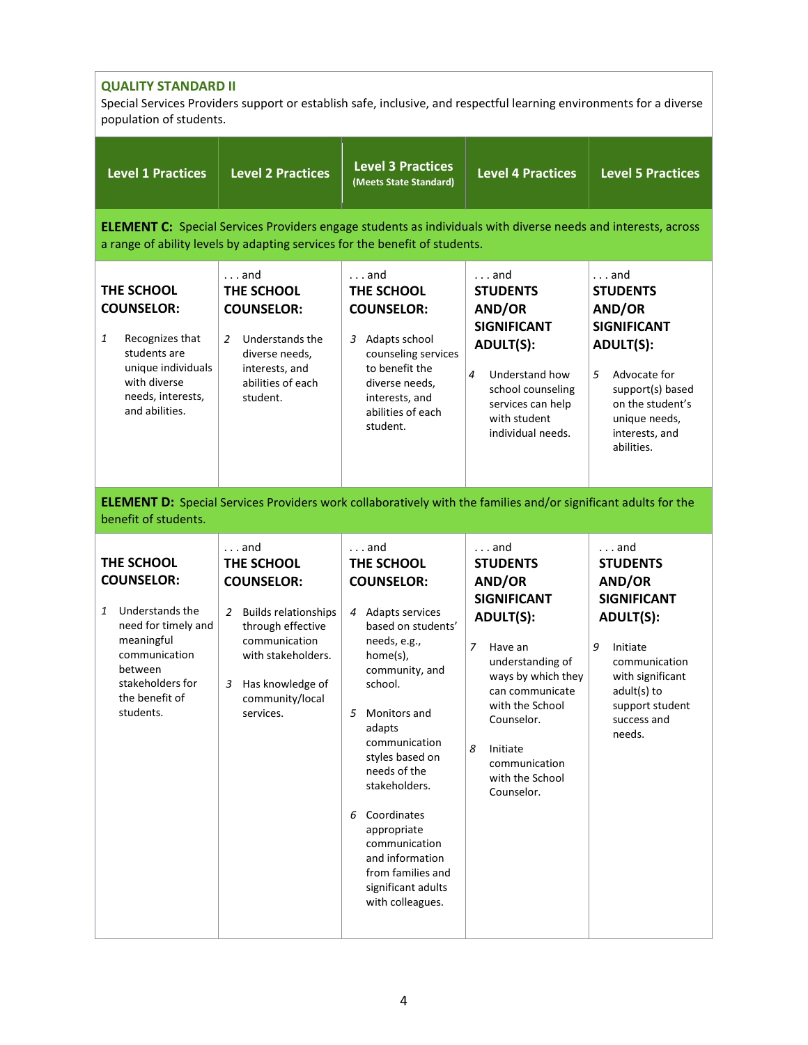**QUALITY STANDARD II**

Special Services Providers support or establish safe, inclusive, and respectful learning environments for a diverse population of students.

| Level 1 Practices | Level 2 Practices | Level 3 Practices (Meets State Standard) | Level 4 Practices | Level 5 Practices |
|---|---|---|---|---|
| **ELEMENT C:** Special Services Providers engage students as individuals with diverse needs and interests, across a range of ability levels by adapting services for the benefit of students. | | | | |
| **THE SCHOOL COUNSELOR:** 1 Recognizes that students are unique individuals with diverse needs, interests, and abilities. | . . . and **THE SCHOOL COUNSELOR:** 2 Understands the diverse needs, interests, and abilities of each student. | . . . and **THE SCHOOL COUNSELOR:** 3 Adapts school counseling services to benefit the diverse needs, interests, and abilities of each student. | . . . and **STUDENTS AND/OR SIGNIFICANT ADULT(S):** 4 Understand how school counseling services can help with student individual needs. | . . . and **STUDENTS AND/OR SIGNIFICANT ADULT(S):** 5 Advocate for support(s) based on the student's unique needs, interests, and abilities. |
| **ELEMENT D:** Special Services Providers work collaboratively with the families and/or significant adults for the benefit of students. | | | | |
| **THE SCHOOL COUNSELOR:** 1 Understands the need for timely and meaningful communication between stakeholders for the benefit of students. | . . . and **THE SCHOOL COUNSELOR:** 2 Builds relationships through effective communication with stakeholders. 3 Has knowledge of community/local services. | . . . and **THE SCHOOL COUNSELOR:** 4 Adapts services based on students' needs, e.g., home(s), community, and school. 5 Monitors and adapts communication styles based on needs of the stakeholders. 6 Coordinates appropriate communication and information from families and significant adults with colleagues. | . . . and **STUDENTS AND/OR SIGNIFICANT ADULT(S):** 7 Have an understanding of ways by which they can communicate with the School Counselor. 8 Initiate communication with the School Counselor. | . . . and **STUDENTS AND/OR SIGNIFICANT ADULT(S):** 9 Initiate communication with significant adult(s) to support student success and needs. |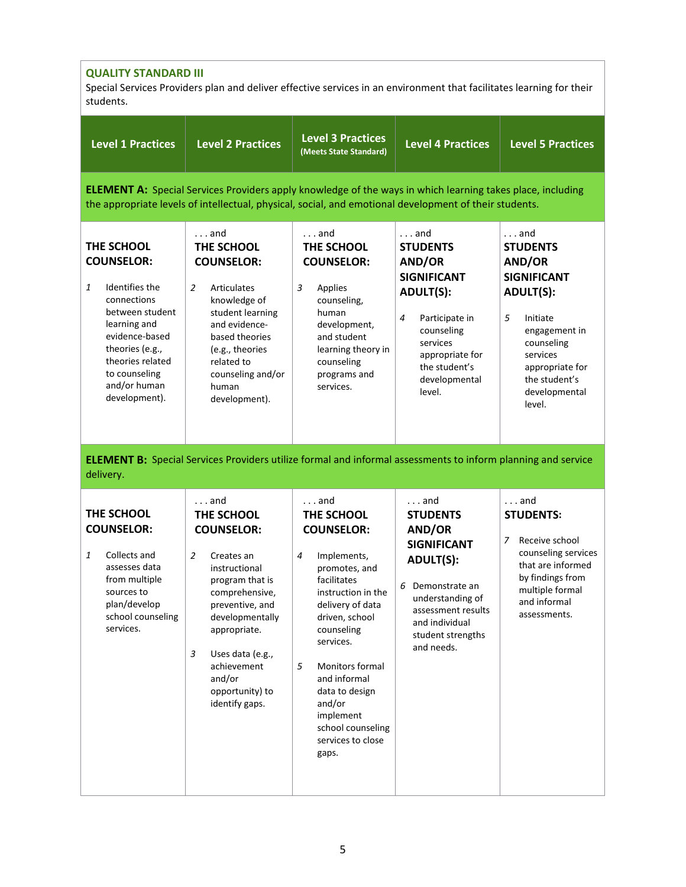## QUALITY STANDARD III

Special Services Providers plan and deliver effective services in an environment that facilitates learning for their students.

| Level 1 Practices | Level 2 Practices | Level 3 Practices (Meets State Standard) | Level 4 Practices | Level 5 Practices |
|---|---|---|---|---|
| **ELEMENT A:** Special Services Providers apply knowledge of the ways in which learning takes place, including the appropriate levels of intellectual, physical, social, and emotional development of their students. | | | | |
| **THE SCHOOL COUNSELOR:** 1 Identifies the connections between student learning and evidence-based theories (e.g., theories related to counseling and/or human development). | . . . and **THE SCHOOL COUNSELOR:** 2 Articulates knowledge of student learning and evidence-based theories (e.g., theories related to counseling and/or human development). | . . . and **THE SCHOOL COUNSELOR:** 3 Applies counseling, human development, and student learning theory in counseling programs and services. | . . . and **STUDENTS AND/OR SIGNIFICANT ADULT(S):** 4 Participate in counseling services appropriate for the student's developmental level. | . . . and **STUDENTS AND/OR SIGNIFICANT ADULT(S):** 5 Initiate engagement in counseling services appropriate for the student's developmental level. |
| **ELEMENT B:** Special Services Providers utilize formal and informal assessments to inform planning and service delivery. | | | | |
| **THE SCHOOL COUNSELOR:** 1 Collects and assesses data from multiple sources to plan/develop school counseling services. | . . . and **THE SCHOOL COUNSELOR:** 2 Creates an instructional program that is comprehensive, preventive, and developmentally appropriate. 3 Uses data (e.g., achievement and/or opportunity) to identify gaps. | . . . and **THE SCHOOL COUNSELOR:** 4 Implements, promotes, and facilitates instruction in the delivery of data driven, school counseling services. 5 Monitors formal and informal data to design and/or implement school counseling services to close gaps. | . . . and **STUDENTS AND/OR SIGNIFICANT ADULT(S):** 6 Demonstrate an understanding of assessment results and individual student strengths and needs. | . . . and **STUDENTS:** 7 Receive school counseling services that are informed by findings from multiple formal and informal assessments. |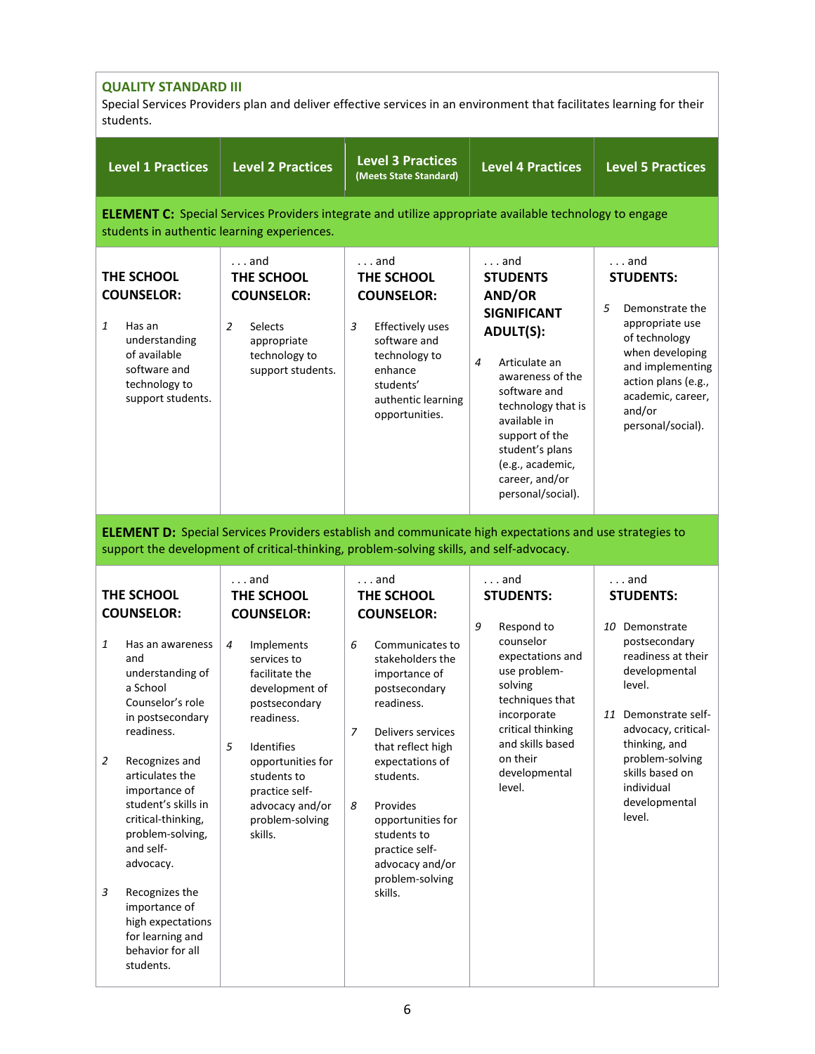**QUALITY STANDARD III**

Special Services Providers plan and deliver effective services in an environment that facilitates learning for their students.

| Level 1 Practices | Level 2 Practices | Level 3 Practices (Meets State Standard) | Level 4 Practices | Level 5 Practices |
|---|---|---|---|---|
| **ELEMENT C:** Special Services Providers integrate and utilize appropriate available technology to engage students in authentic learning experiences. | | | | |
| **THE SCHOOL COUNSELOR:**<br><br>1 Has an understanding of available software and technology to support students. | . . . and **THE SCHOOL COUNSELOR:**<br><br>2 Selects appropriate technology to support students. | . . . and **THE SCHOOL COUNSELOR:**<br><br>3 Effectively uses software and technology to enhance students' authentic learning opportunities. | . . . and **STUDENTS AND/OR SIGNIFICANT ADULT(S):**<br><br>4 Articulate an awareness of the software and technology that is available in support of the student's plans (e.g., academic, career, and/or personal/social). | . . . and **STUDENTS:**<br><br>5 Demonstrate the appropriate use of technology when developing and implementing action plans (e.g., academic, career, and/or personal/social). |
| **ELEMENT D:** Special Services Providers establish and communicate high expectations and use strategies to support the development of critical-thinking, problem-solving skills, and self-advocacy. | | | | |
| **THE SCHOOL COUNSELOR:**<br><br>1 Has an awareness and understanding of a School Counselor's role in postsecondary readiness.<br><br>2 Recognizes and articulates the importance of student's skills in critical-thinking, problem-solving, and self-advocacy.<br><br>3 Recognizes the importance of high expectations for learning and behavior for all students. | . . . and **THE SCHOOL COUNSELOR:**<br><br>4 Implements services to facilitate the development of postsecondary readiness.<br><br>5 Identifies opportunities for students to practice self-advocacy and/or problem-solving skills. | . . . and **THE SCHOOL COUNSELOR:**<br><br>6 Communicates to stakeholders the importance of postsecondary readiness.<br><br>7 Delivers services that reflect high expectations of students.<br><br>8 Provides opportunities for students to practice self-advocacy and/or problem-solving skills. | . . . and **STUDENTS:**<br><br>9 Respond to counselor expectations and use problem-solving techniques that incorporate critical thinking and skills based on their developmental level. | . . . and **STUDENTS:**<br><br>10 Demonstrate postsecondary readiness at their developmental level.<br><br>11 Demonstrate self-advocacy, critical-thinking, and problem-solving skills based on individual developmental level. |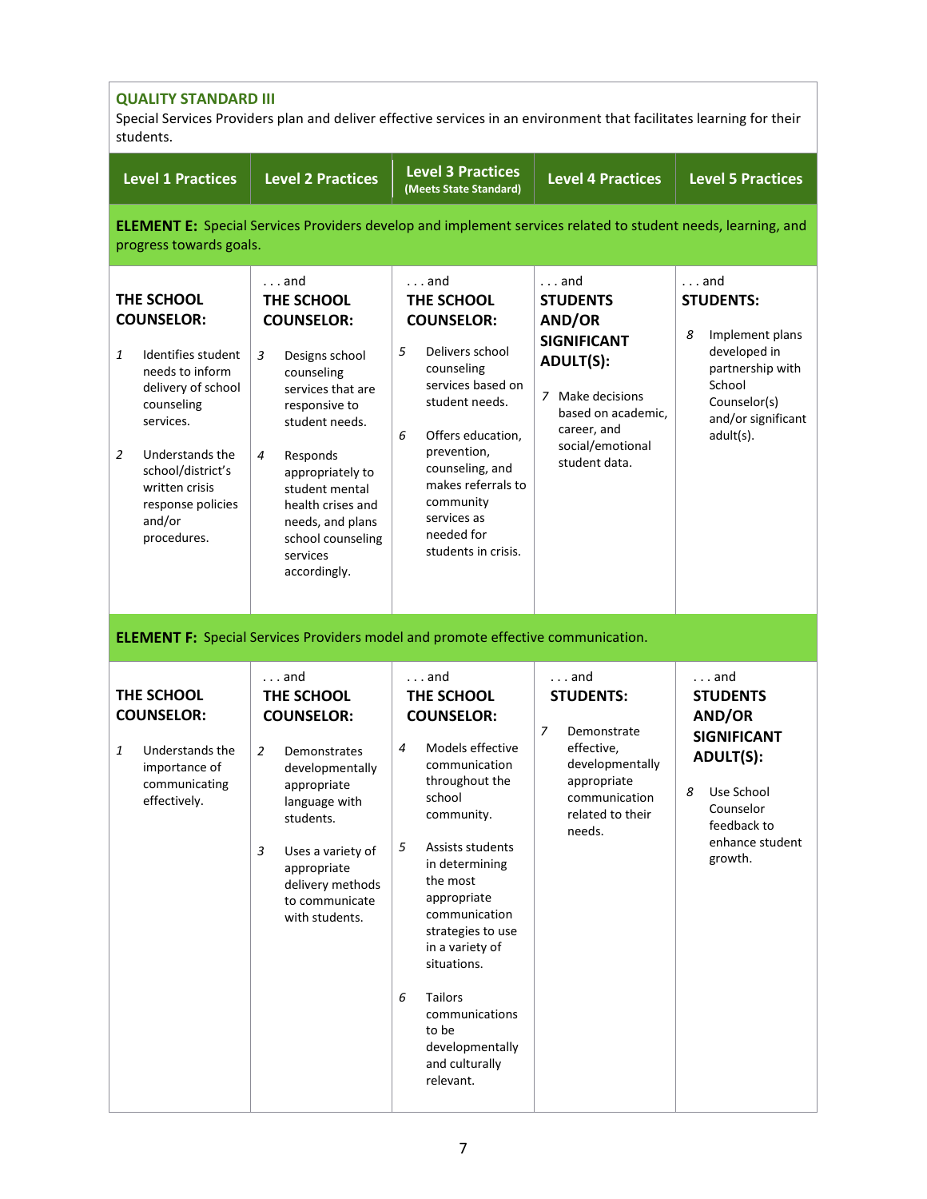**QUALITY STANDARD III**

Special Services Providers plan and deliver effective services in an environment that facilitates learning for their students.

| Level 1 Practices | Level 2 Practices | Level 3 Practices (Meets State Standard) | Level 4 Practices | Level 5 Practices |
|---|---|---|---|---|
| **ELEMENT E:** Special Services Providers develop and implement services related to student needs, learning, and progress towards goals. | | | | |
| **THE SCHOOL COUNSELOR:**<br><br>1 Identifies student needs to inform delivery of school counseling services.<br><br>2 Understands the school/district's written crisis response policies and/or procedures. | . . . and **THE SCHOOL COUNSELOR:**<br><br>3 Designs school counseling services that are responsive to student needs.<br><br>4 Responds appropriately to student mental health crises and needs, and plans school counseling services accordingly. | . . . and **THE SCHOOL COUNSELOR:**<br><br>5 Delivers school counseling services based on student needs.<br><br>6 Offers education, prevention, counseling, and makes referrals to community services as needed for students in crisis. | . . . and **STUDENTS AND/OR SIGNIFICANT ADULT(S):**<br><br>7 Make decisions based on academic, career, and social/emotional student data. | . . . and **STUDENTS:**<br><br>8 Implement plans developed in partnership with School Counselor(s) and/or significant adult(s). |
| **ELEMENT F:** Special Services Providers model and promote effective communication. | | | | |
| **THE SCHOOL COUNSELOR:**<br><br>1 Understands the importance of communicating effectively. | . . . and **THE SCHOOL COUNSELOR:**<br><br>2 Demonstrates developmentally appropriate language with students.<br><br>3 Uses a variety of appropriate delivery methods to communicate with students. | . . . and **THE SCHOOL COUNSELOR:**<br><br>4 Models effective communication throughout the school community.<br><br>5 Assists students in determining the most appropriate communication strategies to use in a variety of situations.<br><br>6 Tailors communications to be developmentally and culturally relevant. | . . . and **STUDENTS:**<br><br>7 Demonstrate effective, developmentally appropriate communication related to their needs. | . . . and **STUDENTS AND/OR SIGNIFICANT ADULT(S):**<br><br>8 Use School Counselor feedback to enhance student growth. |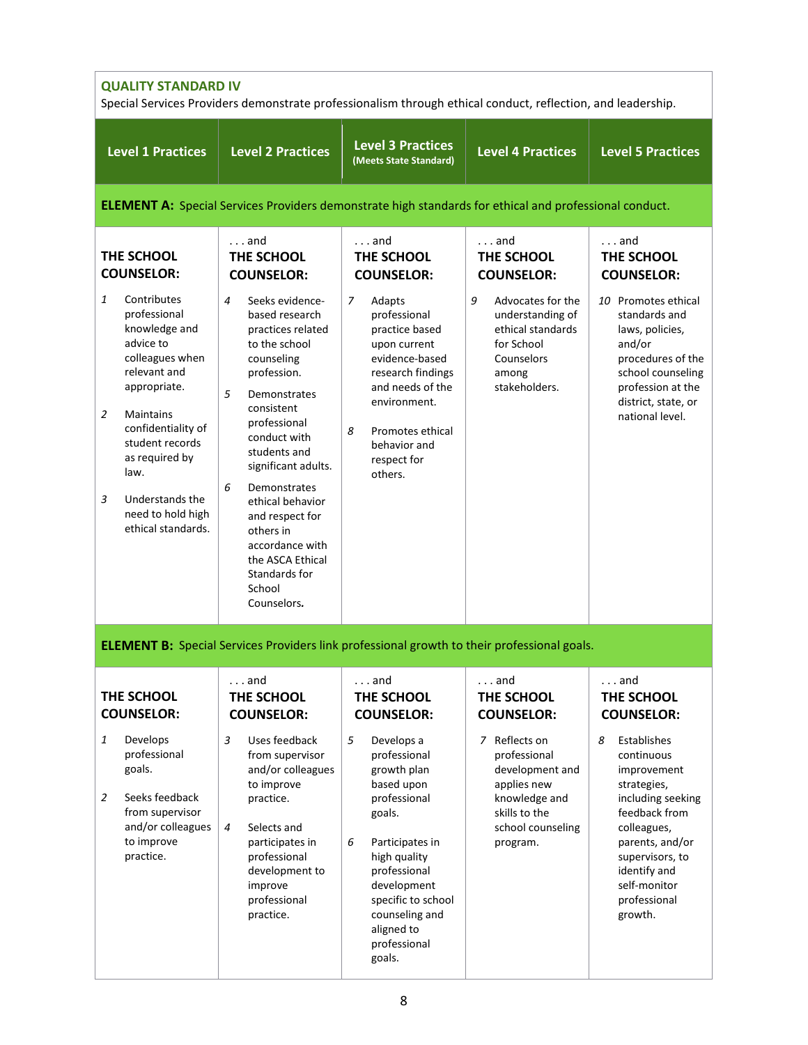## QUALITY STANDARD IV

Special Services Providers demonstrate professionalism through ethical conduct, reflection, and leadership.

| Level 1 Practices | Level 2 Practices | Level 3 Practices (Meets State Standard) | Level 4 Practices | Level 5 Practices |
|---|---|---|---|---|
| **ELEMENT A:** Special Services Providers demonstrate high standards for ethical and professional conduct. | | | | |
| **THE SCHOOL COUNSELOR:** | . . . and **THE SCHOOL COUNSELOR:** | . . . and **THE SCHOOL COUNSELOR:** | . . . and **THE SCHOOL COUNSELOR:** | . . . and **THE SCHOOL COUNSELOR:** |
| 1 Contributes professional knowledge and advice to colleagues when relevant and appropriate.<br><br>2 Maintains confidentiality of student records as required by law.<br><br>3 Understands the need to hold high ethical standards. | 4 Seeks evidence-based research practices related to the school counseling profession.<br><br>5 Demonstrates consistent professional conduct with students and significant adults.<br><br>6 Demonstrates ethical behavior and respect for others in accordance with the ASCA Ethical Standards for School Counselors. | 7 Adapts professional practice based upon current evidence-based research findings and needs of the environment.<br><br>8 Promotes ethical behavior and respect for others. | 9 Advocates for the understanding of ethical standards for School Counselors among stakeholders. | 10 Promotes ethical standards and laws, policies, and/or procedures of the school counseling profession at the district, state, or national level. |
| **ELEMENT B:** Special Services Providers link professional growth to their professional goals. | | | | |
| **THE SCHOOL COUNSELOR:** | . . . and **THE SCHOOL COUNSELOR:** | . . . and **THE SCHOOL COUNSELOR:** | . . . and **THE SCHOOL COUNSELOR:** | . . . and **THE SCHOOL COUNSELOR:** |
| 1 Develops professional goals.<br><br>2 Seeks feedback from supervisor and/or colleagues to improve practice. | 3 Uses feedback from supervisor and/or colleagues to improve practice.<br><br>4 Selects and participates in professional development to improve professional practice. | 5 Develops a professional growth plan based upon professional goals.<br><br>6 Participates in high quality professional development specific to school counseling and aligned to professional goals. | 7 Reflects on professional development and applies new knowledge and skills to the school counseling program. | 8 Establishes continuous improvement strategies, including seeking feedback from colleagues, parents, and/or supervisors, to identify and self-monitor professional growth. |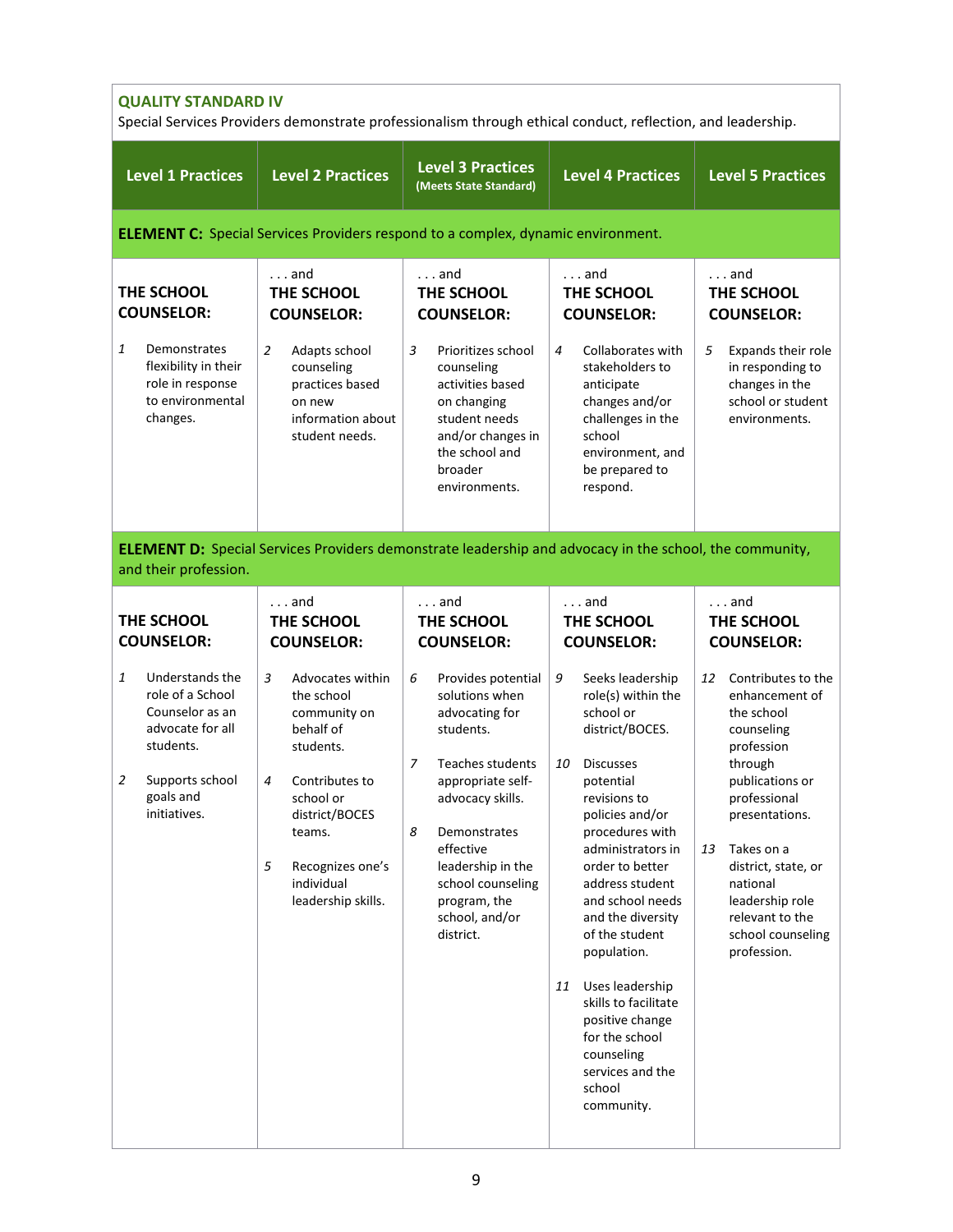**QUALITY STANDARD IV**

Special Services Providers demonstrate professionalism through ethical conduct, reflection, and leadership.

| Level 1 Practices | Level 2 Practices | Level 3 Practices (Meets State Standard) | Level 4 Practices | Level 5 Practices |
|---|---|---|---|---|
| **ELEMENT C:** Special Services Providers respond to a complex, dynamic environment. | | | | |
| **THE SCHOOL COUNSELOR:** | . . . and **THE SCHOOL COUNSELOR:** | . . . and **THE SCHOOL COUNSELOR:** | . . . and **THE SCHOOL COUNSELOR:** | . . . and **THE SCHOOL COUNSELOR:** |
| 1 Demonstrates flexibility in their role in response to environmental changes. | 2 Adapts school counseling practices based on new information about student needs. | 3 Prioritizes school counseling activities based on changing student needs and/or changes in the school and broader environments. | 4 Collaborates with stakeholders to anticipate changes and/or challenges in the school environment, and be prepared to respond. | 5 Expands their role in responding to changes in the school or student environments. |
| **ELEMENT D:** Special Services Providers demonstrate leadership and advocacy in the school, the community, and their profession. | | | | |
| **THE SCHOOL COUNSELOR:** | . . . and **THE SCHOOL COUNSELOR:** | . . . and **THE SCHOOL COUNSELOR:** | . . . and **THE SCHOOL COUNSELOR:** | . . . and **THE SCHOOL COUNSELOR:** |
| 1 Understands the role of a School Counselor as an advocate for all students.<br><br>2 Supports school goals and initiatives. | 3 Advocates within the school community on behalf of students.<br><br>4 Contributes to school or district/BOCES teams.<br><br>5 Recognizes one's individual leadership skills. | 6 Provides potential solutions when advocating for students.<br><br>7 Teaches students appropriate self-advocacy skills.<br><br>8 Demonstrates effective leadership in the school counseling program, the school, and/or district. | 9 Seeks leadership role(s) within the school or district/BOCES.<br><br>10 Discusses potential revisions to policies and/or procedures with administrators in order to better address student and school needs and the diversity of the student population.<br><br>11 Uses leadership skills to facilitate positive change for the school counseling services and the school community. | 12 Contributes to the enhancement of the school counseling profession through publications or professional presentations.<br><br>13 Takes on a district, state, or national leadership role relevant to the school counseling profession. |